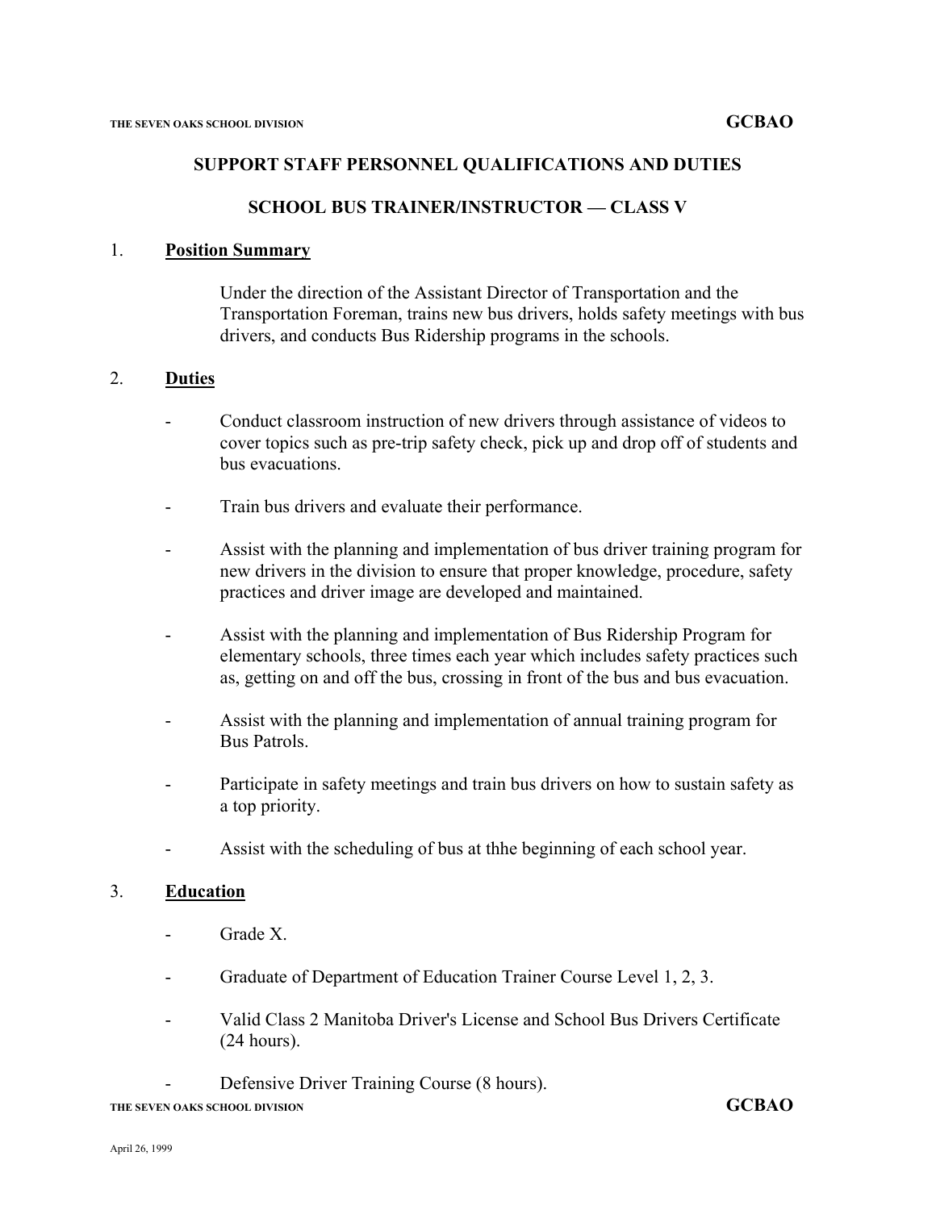## SUPPORT STAFF PERSONNEL QUALIFICATIONS AND DUTIES

## SCHOOL BUS TRAINER/INSTRUCTOR — CLASS V

1. **Position Summary**

   Under the direction of the Assistant Director of Transportation and the Transportation Foreman, trains new bus drivers, holds safety meetings with bus drivers, and conducts Bus Ridership programs in the schools.

2. **Duties**

   - Conduct classroom instruction of new drivers through assistance of videos to cover topics such as pre-trip safety check, pick up and drop off of students and bus evacuations.
   - Train bus drivers and evaluate their performance.
   - Assist with the planning and implementation of bus driver training program for new drivers in the division to ensure that proper knowledge, procedure, safety practices and driver image are developed and maintained.
   - Assist with the planning and implementation of Bus Ridership Program for elementary schools, three times each year which includes safety practices such as, getting on and off the bus, crossing in front of the bus and bus evacuation.
   - Assist with the planning and implementation of annual training program for Bus Patrols.
   - Participate in safety meetings and train bus drivers on how to sustain safety as a top priority.
   - Assist with the scheduling of bus at thhe beginning of each school year.

3. **Education**

   - Grade X.
   - Graduate of Department of Education Trainer Course Level 1, 2, 3.
   - Valid Class 2 Manitoba Driver's License and School Bus Drivers Certificate (24 hours).
   - Defensive Driver Training Course (8 hours).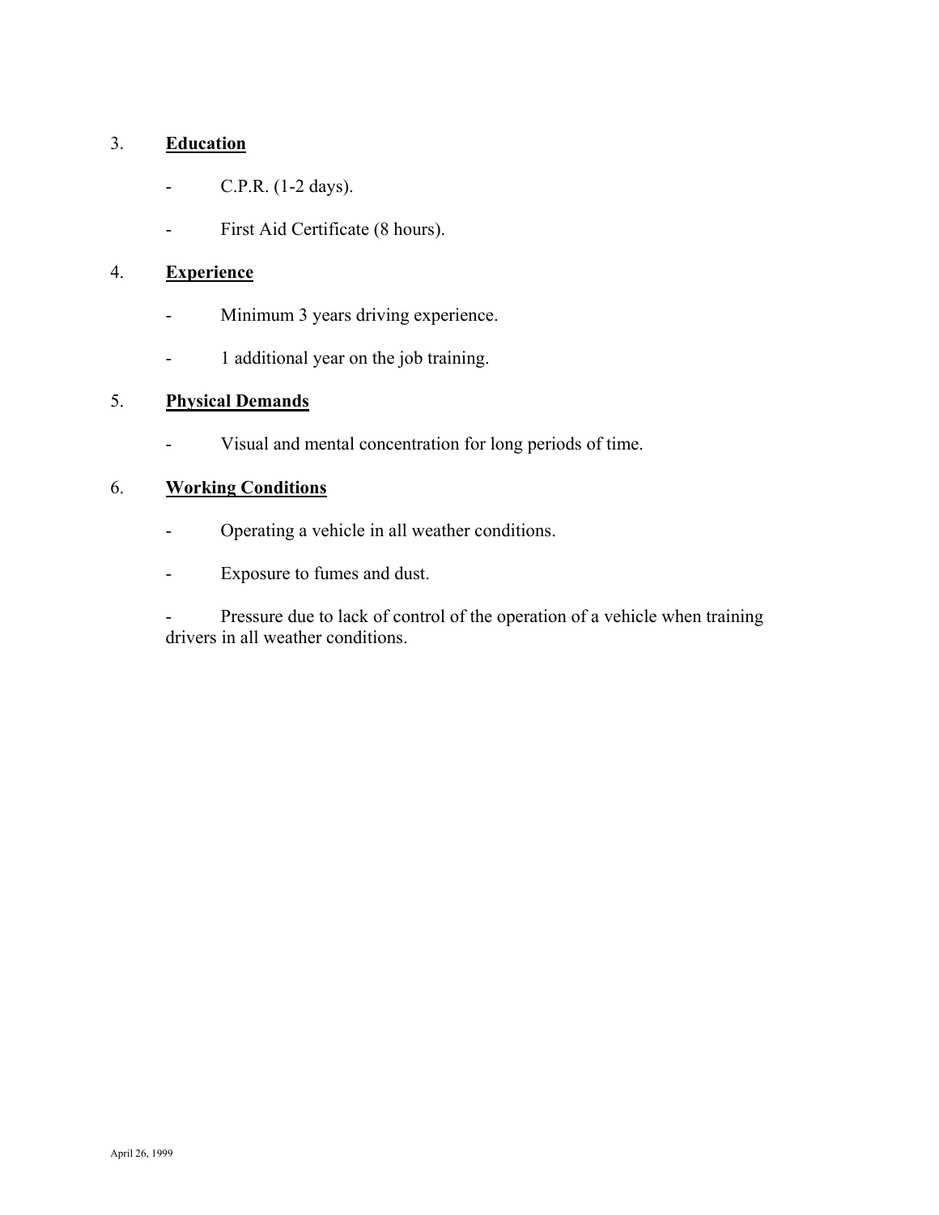3. **Education**

- C.P.R. (1-2 days).
- First Aid Certificate (8 hours).

4. **Experience**

- Minimum 3 years driving experience.
- 1 additional year on the job training.

5. **Physical Demands**

- Visual and mental concentration for long periods of time.

6. **Working Conditions**

- Operating a vehicle in all weather conditions.
- Exposure to fumes and dust.
- Pressure due to lack of control of the operation of a vehicle when training drivers in all weather conditions.

April 26, 1999